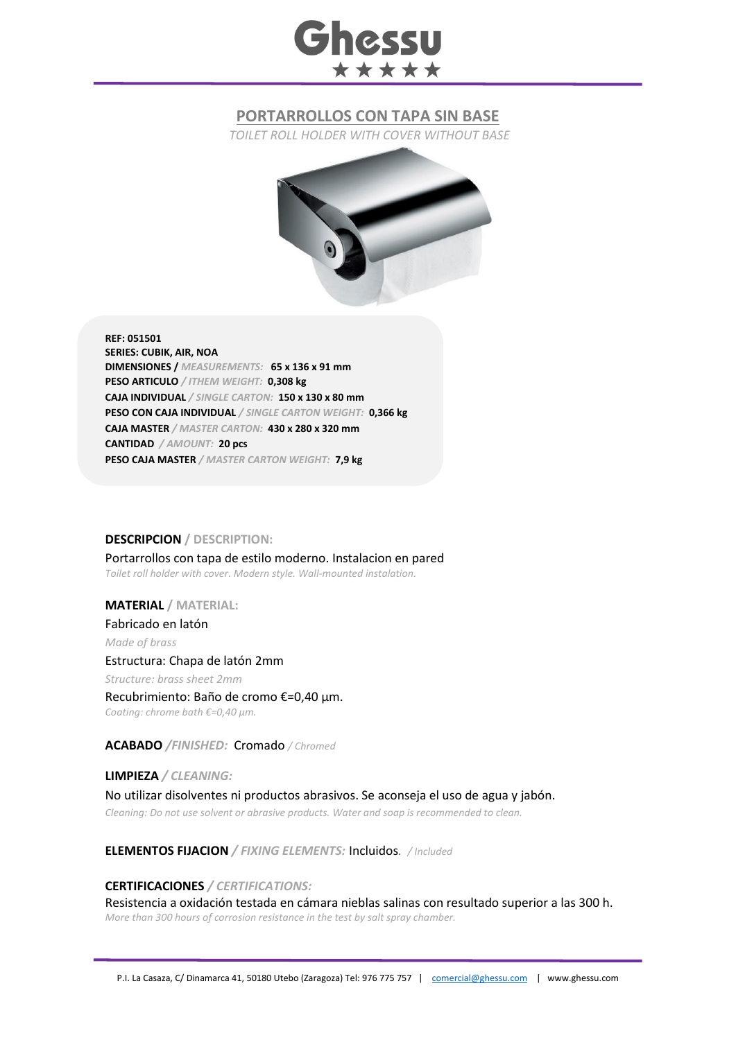# Ghessu

## PORTARROLLOS CON TAPA SIN BASE

*TOILET ROLL HOLDER WITH COVER WITHOUT BASE*

**REF: 051501**
**SERIES: CUBIK, AIR, NOA**
**DIMENSIONES** / *MEASUREMENTS:* **65 x 136 x 91 mm**
**PESO ARTICULO** / *ITHEM WEIGHT:* **0,308 kg**
**CAJA INDIVIDUAL** / *SINGLE CARTON:* **150 x 130 x 80 mm**
**PESO CON CAJA INDIVIDUAL** / *SINGLE CARTON WEIGHT:* **0,366 kg**
**CAJA MASTER** / *MASTER CARTON:* **430 x 280 x 320 mm**
**CANTIDAD** / *AMOUNT:* **20 pcs**
**PESO CAJA MASTER** / *MASTER CARTON WEIGHT:* **7,9 kg**

**DESCRIPCION** / **DESCRIPTION:**

Portarrollos con tapa de estilo moderno. Instalacion en pared

*Toilet roll holder with cover. Modern style. Wall-mounted instalation.*

**MATERIAL** / **MATERIAL:**

Fabricado en latón

*Made of brass*

Estructura: Chapa de latón 2mm

*Structure: brass sheet 2mm*

Recubrimiento: Baño de cromo €=0,40 µm.

*Coating: chrome bath €=0,40 µm.*

**ACABADO** /*FINISHED:* Cromado / *Chromed*

**LIMPIEZA** / *CLEANING:*

No utilizar disolventes ni productos abrasivos. Se aconseja el uso de agua y jabón.

*Cleaning: Do not use solvent or abrasive products. Water and soap is recommended to clean.*

**ELEMENTOS FIJACION** / *FIXING ELEMENTS:* Incluidos. / *Included*

**CERTIFICACIONES** / *CERTIFICATIONS:*

Resistencia a oxidación testada en cámara nieblas salinas con resultado superior a las 300 h.

*More than 300 hours of corrosion resistance in the test by salt spray chamber.*

P.I. La Casaza, C/ Dinamarca 41, 50180 Utebo (Zaragoza) Tel: 976 775 757 | comercial@ghessu.com | www.ghessu.com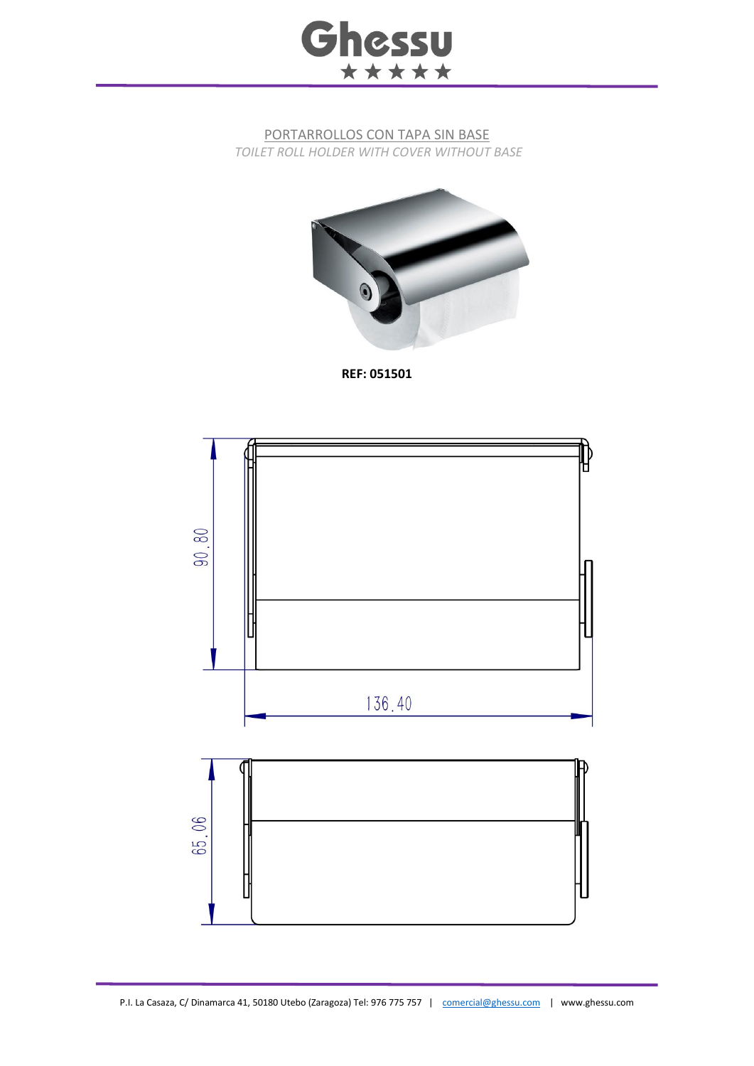PORTARROLLOS CON TAPA SIN BASE

*TOILET ROLL HOLDER WITH COVER WITHOUT BASE*

**REF: 051501**

90.80

136.40

65.06